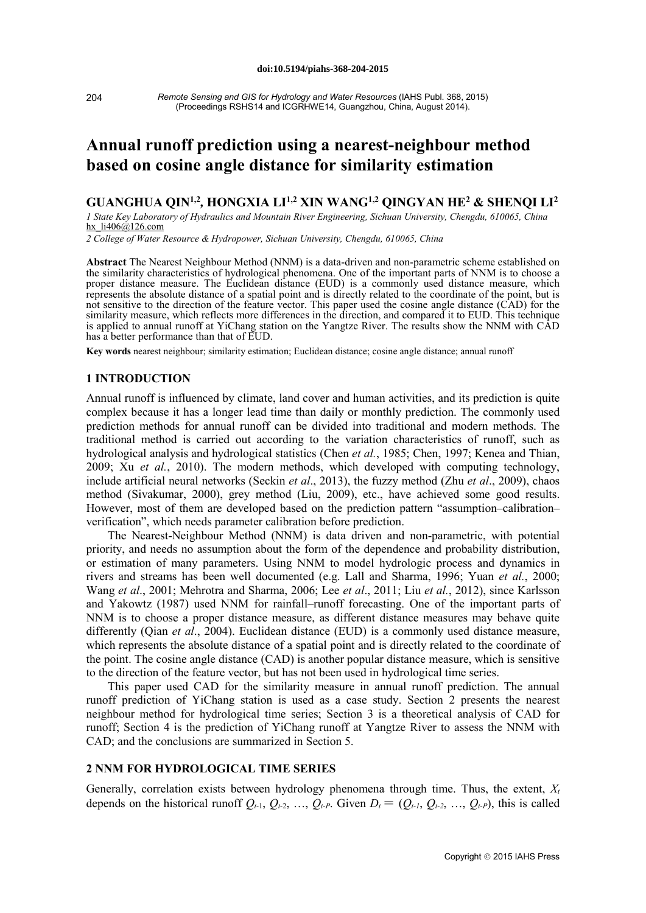doi:10.5194/piahs-368-204-2015

*Remote Sensing and GIS for Hydrology and Water Resources* (IAHS Publ. 368, 2015)
(Proceedings RSHS14 and ICGRHWE14, Guangzhou, China, August 2014).

# Annual runoff prediction using a nearest-neighbour method based on cosine angle distance for similarity estimation

**GUANGHUA QIN[1,2], HONGXIA LI[1,2] XIN WANG[1,2] QINGYAN HE[2] & SHENQI LI[2]**

*1 State Key Laboratory of Hydraulics and Mountain River Engineering, Sichuan University, Chengdu, 610065, China*
hx_li406@126.com

*2 College of Water Resource & Hydropower, Sichuan University, Chengdu, 610065, China*

**Abstract** The Nearest Neighbour Method (NNM) is a data-driven and non-parametric scheme established on the similarity characteristics of hydrological phenomena. One of the important parts of NNM is to choose a proper distance measure. The Euclidean distance (EUD) is a commonly used distance measure, which represents the absolute distance of a spatial point and is directly related to the coordinate of the point, but is not sensitive to the direction of the feature vector. This paper used the cosine angle distance (CAD) for the similarity measure, which reflects more differences in the direction, and compared it to EUD. This technique is applied to annual runoff at YiChang station on the Yangtze River. The results show the NNM with CAD has a better performance than that of EUD.

**Key words** nearest neighbour; similarity estimation; Euclidean distance; cosine angle distance; annual runoff

## 1 INTRODUCTION

Annual runoff is influenced by climate, land cover and human activities, and its prediction is quite complex because it has a longer lead time than daily or monthly prediction. The commonly used prediction methods for annual runoff can be divided into traditional and modern methods. The traditional method is carried out according to the variation characteristics of runoff, such as hydrological analysis and hydrological statistics (Chen *et al.*, 1985; Chen, 1997; Kenea and Thian, 2009; Xu *et al.*, 2010). The modern methods, which developed with computing technology, include artificial neural networks (Seckin *et al*., 2013), the fuzzy method (Zhu *et al*., 2009), chaos method (Sivakumar, 2000), grey method (Liu, 2009), etc., have achieved some good results. However, most of them are developed based on the prediction pattern "assumption–calibration–verification", which needs parameter calibration before prediction.

The Nearest-Neighbour Method (NNM) is data driven and non-parametric, with potential priority, and needs no assumption about the form of the dependence and probability distribution, or estimation of many parameters. Using NNM to model hydrologic process and dynamics in rivers and streams has been well documented (e.g. Lall and Sharma, 1996; Yuan *et al.*, 2000; Wang *et al*., 2001; Mehrotra and Sharma, 2006; Lee *et al*., 2011; Liu *et al.*, 2012), since Karlsson and Yakowtz (1987) used NNM for rainfall–runoff forecasting. One of the important parts of NNM is to choose a proper distance measure, as different distance measures may behave quite differently (Qian *et al*., 2004). Euclidean distance (EUD) is a commonly used distance measure, which represents the absolute distance of a spatial point and is directly related to the coordinate of the point. The cosine angle distance (CAD) is another popular distance measure, which is sensitive to the direction of the feature vector, but has not been used in hydrological time series.

This paper used CAD for the similarity measure in annual runoff prediction. The annual runoff prediction of YiChang station is used as a case study. Section 2 presents the nearest neighbour method for hydrological time series; Section 3 is a theoretical analysis of CAD for runoff; Section 4 is the prediction of YiChang runoff at Yangtze River to assess the NNM with CAD; and the conclusions are summarized in Section 5.

## 2 NNM FOR HYDROLOGICAL TIME SERIES

Generally, correlation exists between hydrology phenomena through time. Thus, the extent, $X_t$ depends on the historical runoff $Q_{t-1}, Q_{t-2}, \ldots, Q_{t-P}$. Given $D_t = (Q_{t-1}, Q_{t-2}, \ldots, Q_{t-P})$, this is called

Copyright © 2015 IAHS Press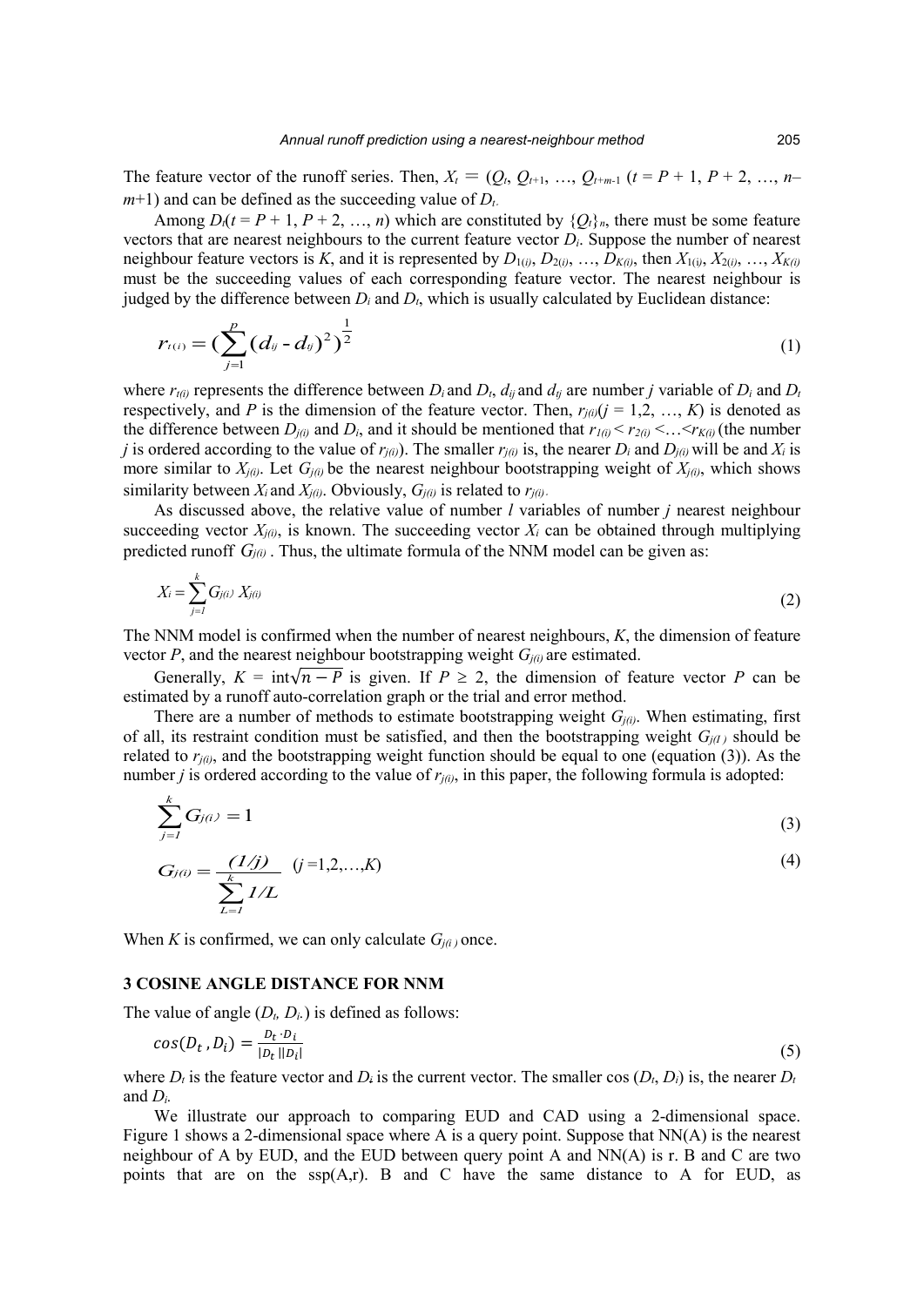The feature vector of the runoff series. Then, $X_t = (Q_t, Q_{t+1}, \ldots, Q_{t+m-1}$ ($t = P + 1, P + 2, \ldots, n-m+1$) and can be defined as the succeeding value of $D_t$.

Among $D_t$($t = P + 1, P + 2, \ldots, n$) which are constituted by $\{Q_t\}_n$, there must be some feature vectors that are nearest neighbours to the current feature vector $D_i$. Suppose the number of nearest neighbour feature vectors is $K$, and it is represented by $D_{1(i)}, D_{2(i)}, \ldots, D_{K(i)}$, then $X_{1(i)}, X_{2(i)}, \ldots, X_{K(i)}$ must be the succeeding values of each corresponding feature vector. The nearest neighbour is judged by the difference between $D_i$ and $D_t$, which is usually calculated by Euclidean distance:

$$r_{t(i)} = \left(\sum_{j=1}^{P}(d_{ij} - d_{tj})^2\right)^{\frac{1}{2}} \tag{1}$$

where $r_{t(i)}$ represents the difference between $D_i$ and $D_t$, $d_{ij}$ and $d_{tj}$ are number $j$ variable of $D_i$ and $D_t$ respectively, and $P$ is the dimension of the feature vector. Then, $r_{j(i)}$($j = 1, 2, \ldots, K$) is denoted as the difference between $D_{j(i)}$ and $D_i$, and it should be mentioned that $r_{1(i)} < r_{2(i)} < \ldots < r_{K(i)}$ (the number $j$ is ordered according to the value of $r_{j(i)}$). The smaller $r_{j(i)}$ is, the nearer $D_i$ and $D_{j(i)}$ will be and $X_i$ is more similar to $X_{j(i)}$. Let $G_{j(i)}$ be the nearest neighbour bootstrapping weight of $X_{j(i)}$, which shows similarity between $X_i$ and $X_{j(i)}$. Obviously, $G_{j(i)}$ is related to $r_{j(i)}$.

As discussed above, the relative value of number $l$ variables of number $j$ nearest neighbour succeeding vector $X_{j(i)}$, is known. The succeeding vector $X_i$ can be obtained through multiplying predicted runoff $G_{j(i)}$. Thus, the ultimate formula of the NNM model can be given as:

$$X_i = \sum_{j=1}^{k} G_{j(i)} X_{j(i)} \tag{2}$$

The NNM model is confirmed when the number of nearest neighbours, $K$, the dimension of feature vector $P$, and the nearest neighbour bootstrapping weight $G_{j(i)}$ are estimated.

Generally, $K = \text{int}\sqrt{n-P}$ is given. If $P \geq 2$, the dimension of feature vector $P$ can be estimated by a runoff auto-correlation graph or the trial and error method.

There are a number of methods to estimate bootstrapping weight $G_{j(i)}$. When estimating, first of all, its restraint condition must be satisfied, and then the bootstrapping weight $G_{j(i)}$ should be related to $r_{j(i)}$, and the bootstrapping weight function should be equal to one (equation (3)). As the number $j$ is ordered according to the value of $r_{j(i)}$, in this paper, the following formula is adopted:

$$\sum_{j=1}^{k} G_{j(i)} = 1 \tag{3}$$

$$G_{j(i)} = \frac{(1/j)}{\sum_{L=1}^{k} 1/L} \quad (j = 1, 2, \ldots, K) \tag{4}$$

When $K$ is confirmed, we can only calculate $G_{j(i)}$ once.

## 3 COSINE ANGLE DISTANCE FOR NNM

The value of angle ($D_t$, $D_i$) is defined as follows:

$$cos(D_t, D_i) = \frac{D_t \cdot D_i}{|D_t||D_i|} \tag{5}$$

where $D_t$ is the feature vector and $D_i$ is the current vector. The smaller cos ($D_t$, $D_i$) is, the nearer $D_t$ and $D_i$.

We illustrate our approach to comparing EUD and CAD using a 2-dimensional space. Figure 1 shows a 2-dimensional space where A is a query point. Suppose that NN(A) is the nearest neighbour of A by EUD, and the EUD between query point A and NN(A) is r. B and C are two points that are on the ssp(A,r). B and C have the same distance to A for EUD, as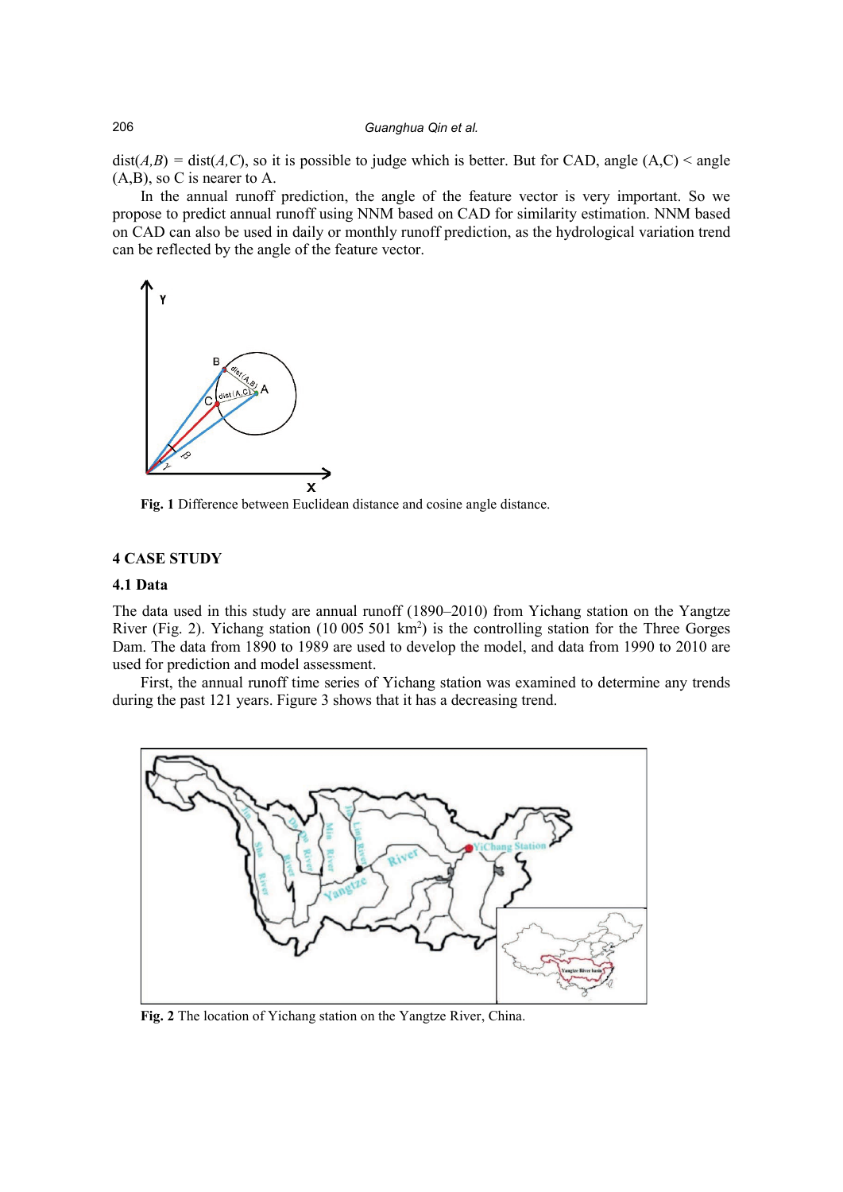dist($A,B$) = dist($A,C$), so it is possible to judge which is better. But for CAD, angle (A,C) < angle (A,B), so C is nearer to A.

In the annual runoff prediction, the angle of the feature vector is very important. So we propose to predict annual runoff using NNM based on CAD for similarity estimation. NNM based on CAD can also be used in daily or monthly runoff prediction, as the hydrological variation trend can be reflected by the angle of the feature vector.

**Fig. 1** Difference between Euclidean distance and cosine angle distance.

## 4 CASE STUDY

### 4.1 Data

The data used in this study are annual runoff (1890–2010) from Yichang station on the Yangtze River (Fig. 2). Yichang station (10 005 501 km$^2$) is the controlling station for the Three Gorges Dam. The data from 1890 to 1989 are used to develop the model, and data from 1990 to 2010 are used for prediction and model assessment.

First, the annual runoff time series of Yichang station was examined to determine any trends during the past 121 years. Figure 3 shows that it has a decreasing trend.

**Fig. 2** The location of Yichang station on the Yangtze River, China.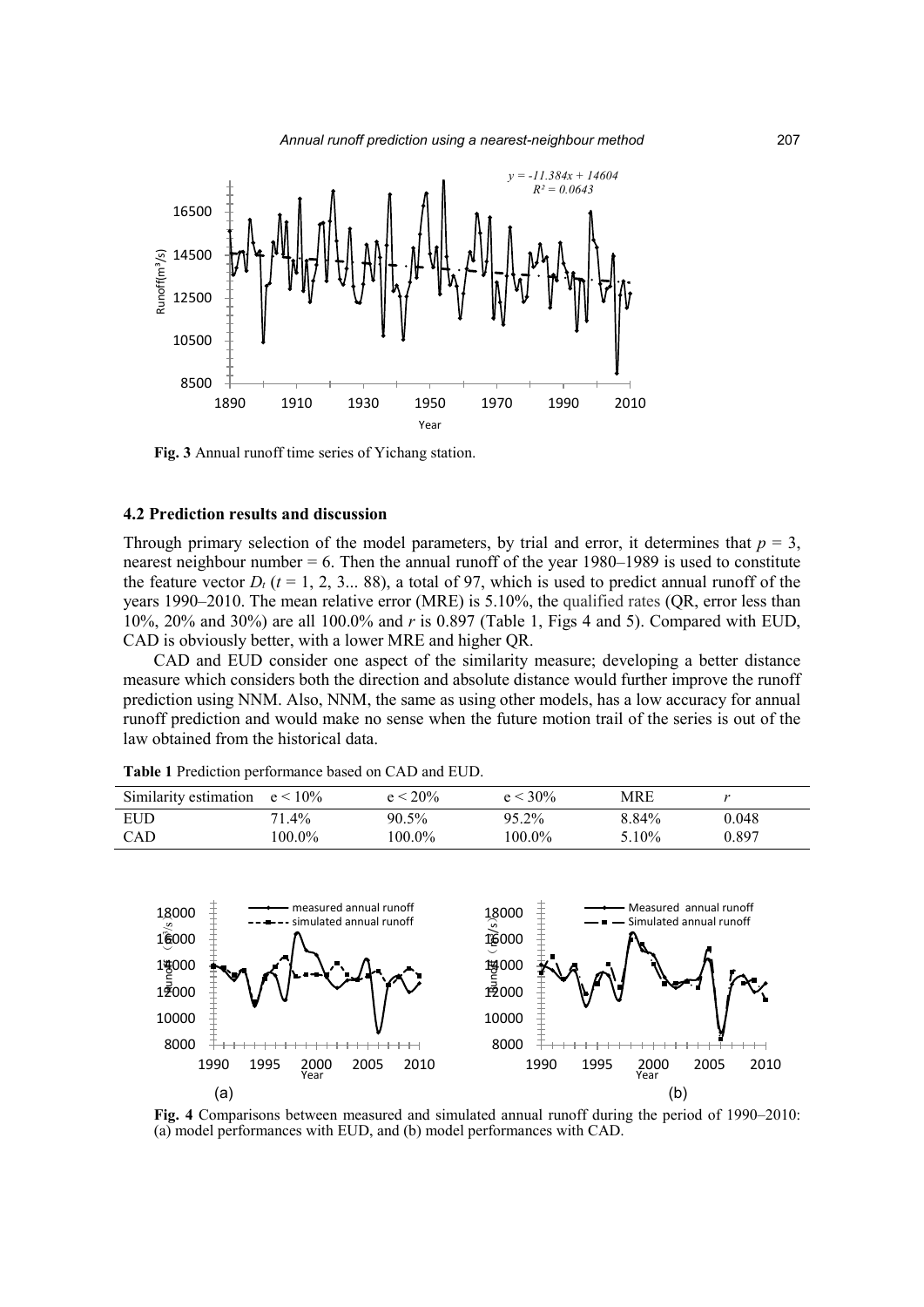**Fig. 3** Annual runoff time series of Yichang station.

### 4.2 Prediction results and discussion

Through primary selection of the model parameters, by trial and error, it determines that $p = 3$, nearest neighbour number = 6. Then the annual runoff of the year 1980–1989 is used to constitute the feature vector $D_t$ ($t$ = 1, 2, 3... 88), a total of 97, which is used to predict annual runoff of the years 1990–2010. The mean relative error (MRE) is 5.10%, the qualified rates (QR, error less than 10%, 20% and 30%) are all 100.0% and $r$ is 0.897 (Table 1, Figs 4 and 5). Compared with EUD, CAD is obviously better, with a lower MRE and higher QR.

CAD and EUD consider one aspect of the similarity measure; developing a better distance measure which considers both the direction and absolute distance would further improve the runoff prediction using NNM. Also, NNM, the same as using other models, has a low accuracy for annual runoff prediction and would make no sense when the future motion trail of the series is out of the law obtained from the historical data.

**Table 1** Prediction performance based on CAD and EUD.

| Similarity estimation | $e < 10\%$ | $e < 20\%$ | $e < 30\%$ | MRE | $r$ |
|---|---|---|---|---|---|
| EUD | 71.4% | 90.5% | 95.2% | 8.84% | 0.048 |
| CAD | 100.0% | 100.0% | 100.0% | 5.10% | 0.897 |

**Fig. 4** Comparisons between measured and simulated annual runoff during the period of 1990–2010: (a) model performances with EUD, and (b) model performances with CAD.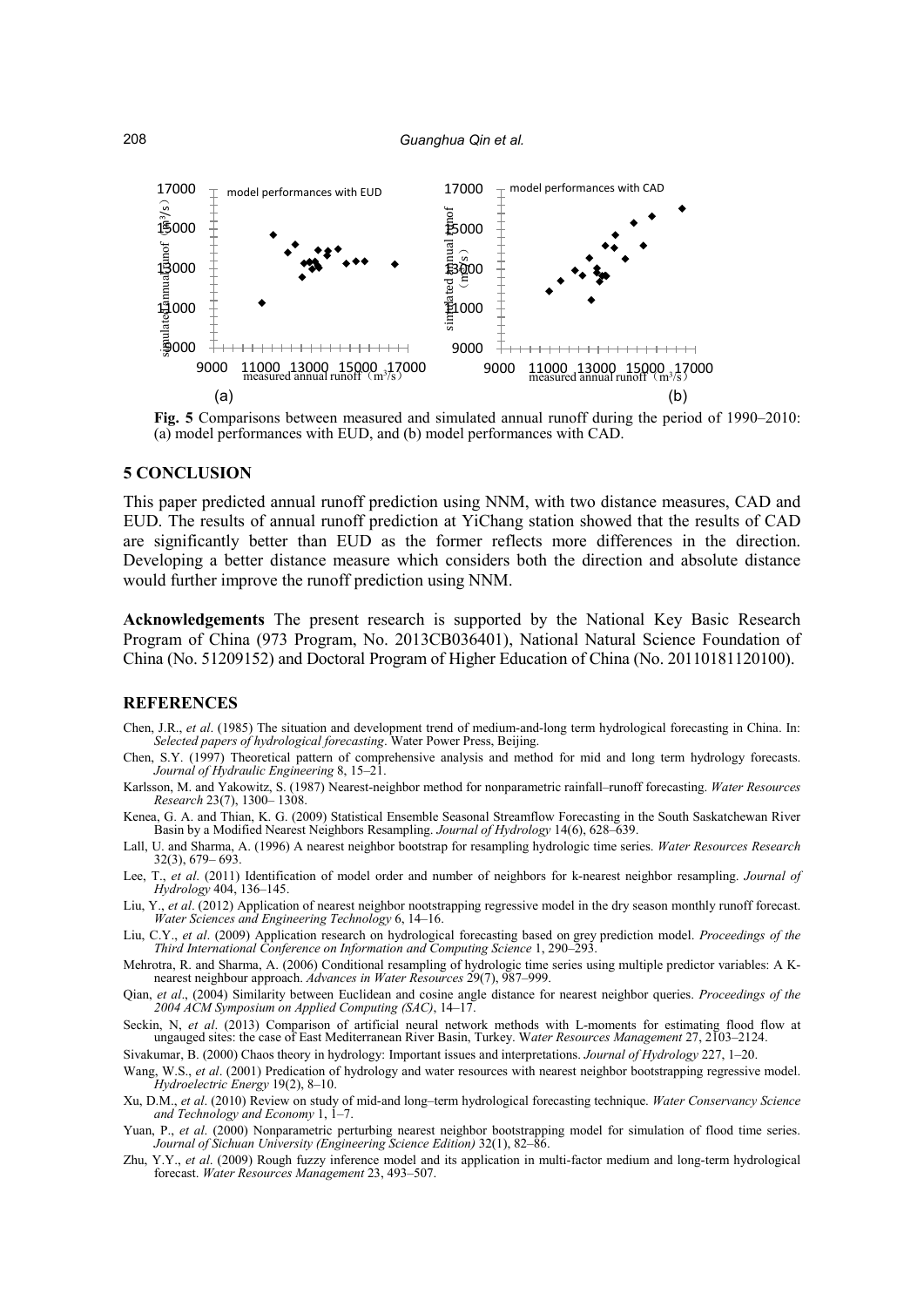model performances with EUD

17000
15000
13000
11000
9000

simulated annual runof (m³/s)

9000 11000 13000 15000 17000
measured annual runoff (m³/s)

(a)

model performances with CAD

17000
15000
13000
11000
9000

simulated annual runof (m³/s)

9000 11000 13000 15000 17000
measured annual runoff (m³/s)

(b)

**Fig. 5** Comparisons between measured and simulated annual runoff during the period of 1990–2010: (a) model performances with EUD, and (b) model performances with CAD.

## 5 CONCLUSION

This paper predicted annual runoff prediction using NNM, with two distance measures, CAD and EUD. The results of annual runoff prediction at YiChang station showed that the results of CAD are significantly better than EUD as the former reflects more differences in the direction. Developing a better distance measure which considers both the direction and absolute distance would further improve the runoff prediction using NNM.

**Acknowledgements** The present research is supported by the National Key Basic Research Program of China (973 Program, No. 2013CB036401), National Natural Science Foundation of China (No. 51209152) and Doctoral Program of Higher Education of China (No. 20110181120100).

## REFERENCES

Chen, J.R., *et al*. (1985) The situation and development trend of medium-and-long term hydrological forecasting in China. In: *Selected papers of hydrological forecasting*. Water Power Press, Beijing.

Chen, S.Y. (1997) Theoretical pattern of comprehensive analysis and method for mid and long term hydrology forecasts. *Journal of Hydraulic Engineering* 8, 15–21.

Karlsson, M. and Yakowitz, S. (1987) Nearest-neighbor method for nonparametric rainfall–runoff forecasting. *Water Resources Research* 23(7), 1300– 1308.

Kenea, G. A. and Thian, K. G. (2009) Statistical Ensemble Seasonal Streamflow Forecasting in the South Saskatchewan River Basin by a Modified Nearest Neighbors Resampling. *Journal of Hydrology* 14(6), 628–639.

Lall, U. and Sharma, A. (1996) A nearest neighbor bootstrap for resampling hydrologic time series. *Water Resources Research* 32(3), 679– 693.

Lee, T., *et al*. (2011) Identification of model order and number of neighbors for k-nearest neighbor resampling. *Journal of Hydrology* 404, 136–145.

Liu, Y., *et al*. (2012) Application of nearest neighbor nootstrapping regressive model in the dry season monthly runoff forecast. *Water Sciences and Engineering Technology* 6, 14–16.

Liu, C.Y., *et al*. (2009) Application research on hydrological forecasting based on grey prediction model. *Proceedings of the Third International Conference on Information and Computing Science* 1, 290–293.

Mehrotra, R. and Sharma, A. (2006) Conditional resampling of hydrologic time series using multiple predictor variables: A K-nearest neighbour approach. *Advances in Water Resources* 29(7), 987–999.

Qian, *et al*., (2004) Similarity between Euclidean and cosine angle distance for nearest neighbor queries. *Proceedings of the 2004 ACM Symposium on Applied Computing (SAC)*, 14–17.

Seckin, N, *et al*. (2013) Comparison of artificial neural network methods with L-moments for estimating flood flow at ungauged sites: the case of East Mediterranean River Basin, Turkey. *Water Resources Management* 27, 2103–2124.

Sivakumar, B. (2000) Chaos theory in hydrology: Important issues and interpretations. *Journal of Hydrology* 227, 1–20.

Wang, W.S., *et al*. (2001) Predication of hydrology and water resources with nearest neighbor bootstrapping regressive model. *Hydroelectric Energy* 19(2), 8–10.

Xu, D.M., *et al*. (2010) Review on study of mid-and long–term hydrological forecasting technique. *Water Conservancy Science and Technology and Economy* 1, 1–7.

Yuan, P., *et al*. (2000) Nonparametric perturbing nearest neighbor bootstrapping model for simulation of flood time series. *Journal of Sichuan University (Engineering Science Edition)* 32(1), 82–86.

Zhu, Y.Y., *et al*. (2009) Rough fuzzy inference model and its application in multi-factor medium and long-term hydrological forecast. *Water Resources Management* 23, 493–507.